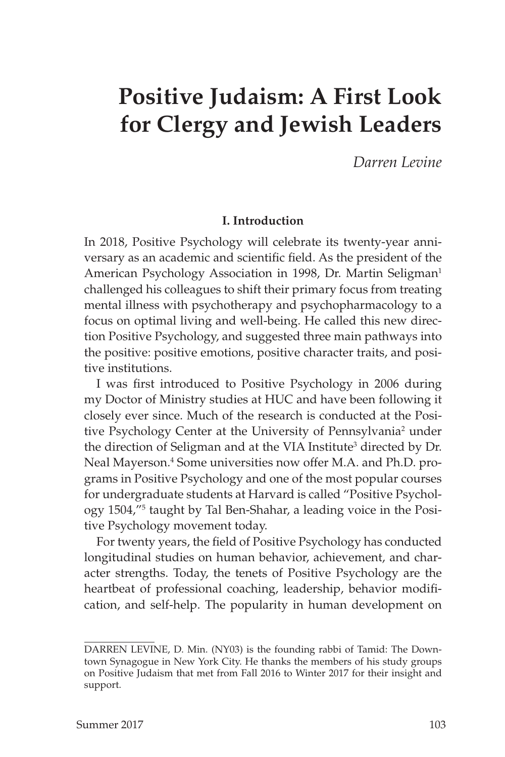# Positive Judaism: A First Look for Clergy and Jewish Leaders

*Darren Levine*

### I. Introduction

In 2018, Positive Psychology will celebrate its twenty-year anniversary as an academic and scientific field. As the president of the American Psychology Association in 1998, Dr. Martin Seligman[1] challenged his colleagues to shift their primary focus from treating mental illness with psychotherapy and psychopharmacology to a focus on optimal living and well-being. He called this new direction Positive Psychology, and suggested three main pathways into the positive: positive emotions, positive character traits, and positive institutions.

I was first introduced to Positive Psychology in 2006 during my Doctor of Ministry studies at HUC and have been following it closely ever since. Much of the research is conducted at the Positive Psychology Center at the University of Pennsylvania[2] under the direction of Seligman and at the VIA Institute[3] directed by Dr. Neal Mayerson.[4] Some universities now offer M.A. and Ph.D. programs in Positive Psychology and one of the most popular courses for undergraduate students at Harvard is called "Positive Psychology 1504,"[5] taught by Tal Ben-Shahar, a leading voice in the Positive Psychology movement today.

For twenty years, the field of Positive Psychology has conducted longitudinal studies on human behavior, achievement, and character strengths. Today, the tenets of Positive Psychology are the heartbeat of professional coaching, leadership, behavior modification, and self-help. The popularity in human development on

---

DARREN LEVINE, D. Min. (NY03) is the founding rabbi of Tamid: The Downtown Synagogue in New York City. He thanks the members of his study groups on Positive Judaism that met from Fall 2016 to Winter 2017 for their insight and support.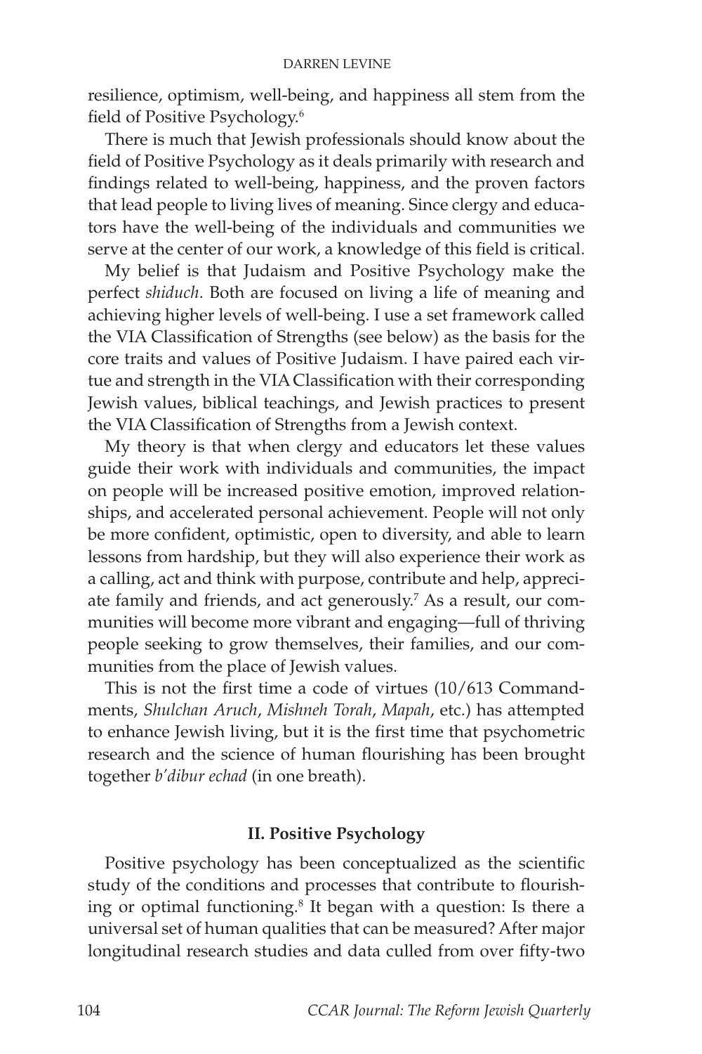resilience, optimism, well-being, and happiness all stem from the field of Positive Psychology.[6]

There is much that Jewish professionals should know about the field of Positive Psychology as it deals primarily with research and findings related to well-being, happiness, and the proven factors that lead people to living lives of meaning. Since clergy and educators have the well-being of the individuals and communities we serve at the center of our work, a knowledge of this field is critical.

My belief is that Judaism and Positive Psychology make the perfect *shiduch*. Both are focused on living a life of meaning and achieving higher levels of well-being. I use a set framework called the VIA Classification of Strengths (see below) as the basis for the core traits and values of Positive Judaism. I have paired each virtue and strength in the VIA Classification with their corresponding Jewish values, biblical teachings, and Jewish practices to present the VIA Classification of Strengths from a Jewish context.

My theory is that when clergy and educators let these values guide their work with individuals and communities, the impact on people will be increased positive emotion, improved relationships, and accelerated personal achievement. People will not only be more confident, optimistic, open to diversity, and able to learn lessons from hardship, but they will also experience their work as a calling, act and think with purpose, contribute and help, appreciate family and friends, and act generously.[7] As a result, our communities will become more vibrant and engaging—full of thriving people seeking to grow themselves, their families, and our communities from the place of Jewish values.

This is not the first time a code of virtues (10/613 Commandments, *Shulchan Aruch*, *Mishneh Torah*, *Mapah*, etc.) has attempted to enhance Jewish living, but it is the first time that psychometric research and the science of human flourishing has been brought together *b'dibur echad* (in one breath).

## II. Positive Psychology

Positive psychology has been conceptualized as the scientific study of the conditions and processes that contribute to flourishing or optimal functioning.[8] It began with a question: Is there a universal set of human qualities that can be measured? After major longitudinal research studies and data culled from over fifty-two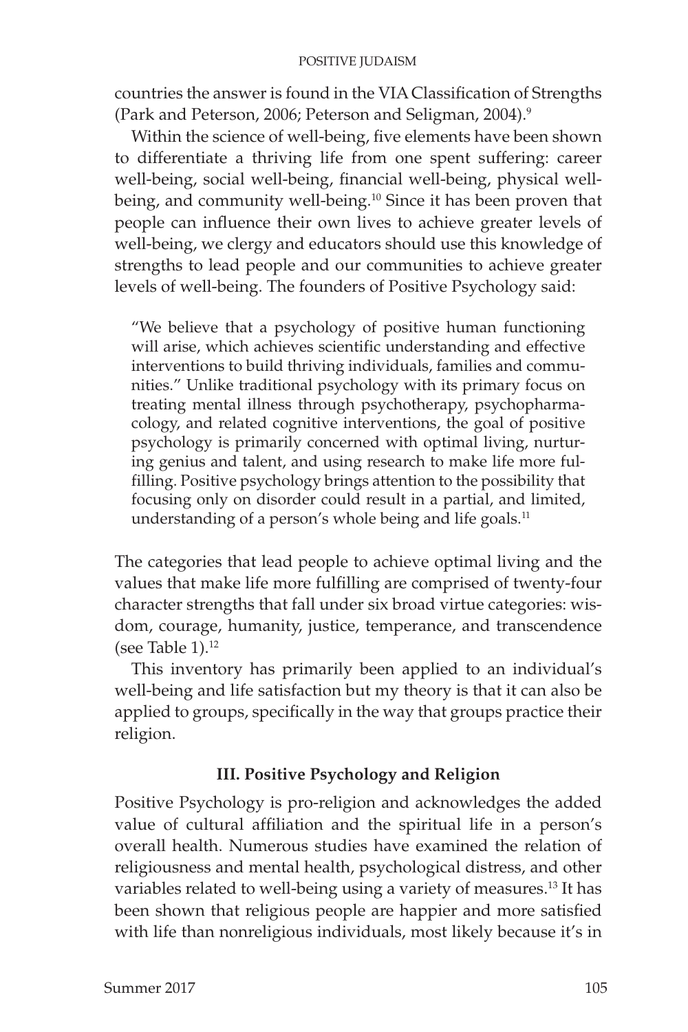countries the answer is found in the VIA Classification of Strengths (Park and Peterson, 2006; Peterson and Seligman, 2004).[9]

Within the science of well-being, five elements have been shown to differentiate a thriving life from one spent suffering: career well-being, social well-being, financial well-being, physical well-being, and community well-being.[10] Since it has been proven that people can influence their own lives to achieve greater levels of well-being, we clergy and educators should use this knowledge of strengths to lead people and our communities to achieve greater levels of well-being. The founders of Positive Psychology said:

> "We believe that a psychology of positive human functioning will arise, which achieves scientific understanding and effective interventions to build thriving individuals, families and communities." Unlike traditional psychology with its primary focus on treating mental illness through psychotherapy, psychopharmacology, and related cognitive interventions, the goal of positive psychology is primarily concerned with optimal living, nurturing genius and talent, and using research to make life more fulfilling. Positive psychology brings attention to the possibility that focusing only on disorder could result in a partial, and limited, understanding of a person's whole being and life goals.[11]

The categories that lead people to achieve optimal living and the values that make life more fulfilling are comprised of twenty-four character strengths that fall under six broad virtue categories: wisdom, courage, humanity, justice, temperance, and transcendence (see Table 1).[12]

This inventory has primarily been applied to an individual's well-being and life satisfaction but my theory is that it can also be applied to groups, specifically in the way that groups practice their religion.

### III. Positive Psychology and Religion

Positive Psychology is pro-religion and acknowledges the added value of cultural affiliation and the spiritual life in a person's overall health. Numerous studies have examined the relation of religiousness and mental health, psychological distress, and other variables related to well-being using a variety of measures.[13] It has been shown that religious people are happier and more satisfied with life than nonreligious individuals, most likely because it's in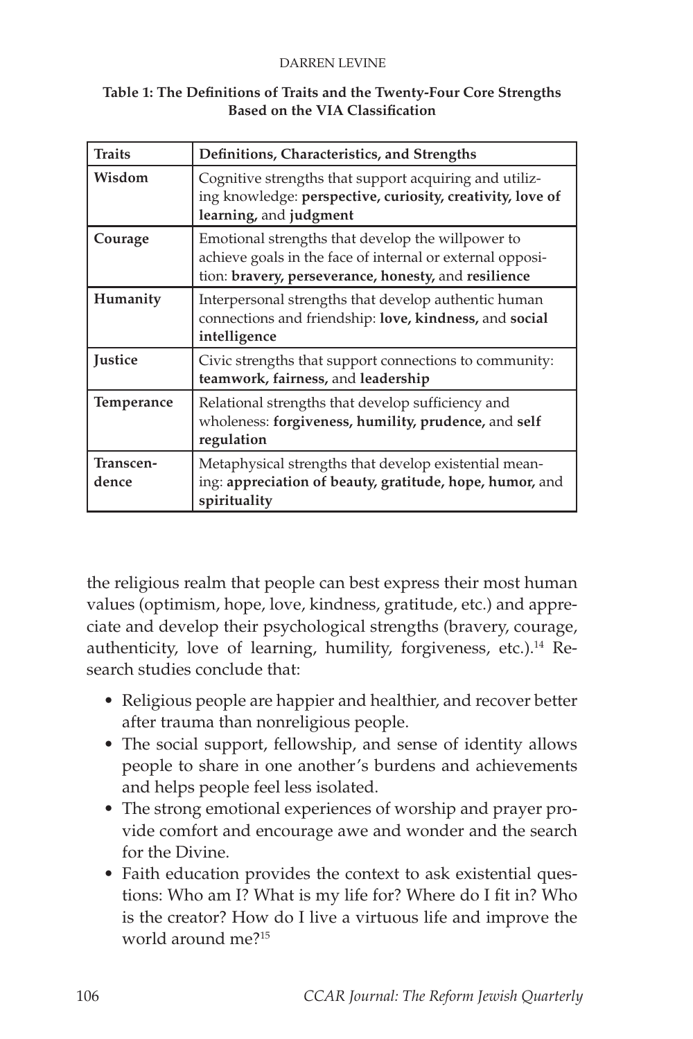**Table 1: The Definitions of Traits and the Twenty-Four Core Strengths Based on the VIA Classification**

| Traits | Definitions, Characteristics, and Strengths |
|---|---|
| **Wisdom** | Cognitive strengths that support acquiring and utilizing knowledge: **perspective, curiosity, creativity, love of learning,** and **judgment** |
| **Courage** | Emotional strengths that develop the willpower to achieve goals in the face of internal or external opposition: **bravery, perseverance, honesty,** and **resilience** |
| **Humanity** | Interpersonal strengths that develop authentic human connections and friendship: **love, kindness,** and **social intelligence** |
| **Justice** | Civic strengths that support connections to community: **teamwork, fairness,** and **leadership** |
| **Temperance** | Relational strengths that develop sufficiency and wholeness: **forgiveness, humility, prudence,** and **self regulation** |
| **Transcendence** | Metaphysical strengths that develop existential meaning: **appreciation of beauty, gratitude, hope, humor,** and **spirituality** |

the religious realm that people can best express their most human values (optimism, hope, love, kindness, gratitude, etc.) and appreciate and develop their psychological strengths (bravery, courage, authenticity, love of learning, humility, forgiveness, etc.).[14] Research studies conclude that:

- Religious people are happier and healthier, and recover better after trauma than nonreligious people.
- The social support, fellowship, and sense of identity allows people to share in one another's burdens and achievements and helps people feel less isolated.
- The strong emotional experiences of worship and prayer provide comfort and encourage awe and wonder and the search for the Divine.
- Faith education provides the context to ask existential questions: Who am I? What is my life for? Where do I fit in? Who is the creator? How do I live a virtuous life and improve the world around me?[15]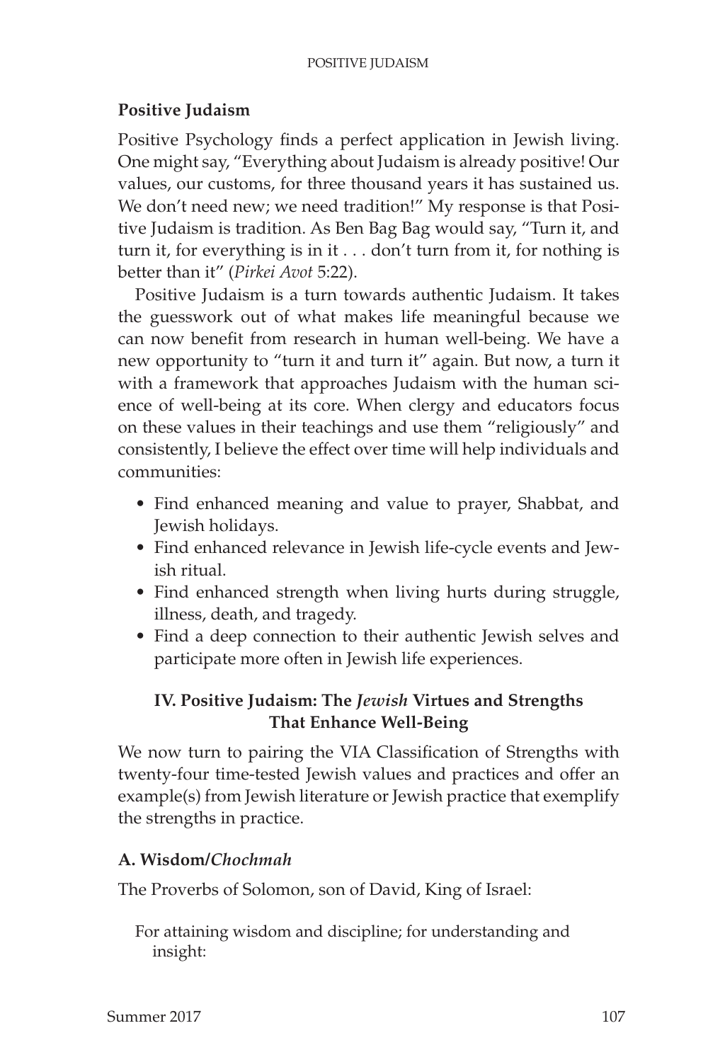### Positive Judaism

Positive Psychology finds a perfect application in Jewish living. One might say, "Everything about Judaism is already positive! Our values, our customs, for three thousand years it has sustained us. We don't need new; we need tradition!" My response is that Positive Judaism is tradition. As Ben Bag Bag would say, "Turn it, and turn it, for everything is in it . . . don't turn from it, for nothing is better than it" (*Pirkei Avot* 5:22).

Positive Judaism is a turn towards authentic Judaism. It takes the guesswork out of what makes life meaningful because we can now benefit from research in human well-being. We have a new opportunity to "turn it and turn it" again. But now, a turn it with a framework that approaches Judaism with the human science of well-being at its core. When clergy and educators focus on these values in their teachings and use them "religiously" and consistently, I believe the effect over time will help individuals and communities:

- Find enhanced meaning and value to prayer, Shabbat, and Jewish holidays.
- Find enhanced relevance in Jewish life-cycle events and Jewish ritual.
- Find enhanced strength when living hurts during struggle, illness, death, and tragedy.
- Find a deep connection to their authentic Jewish selves and participate more often in Jewish life experiences.

## IV. Positive Judaism: The *Jewish* Virtues and Strengths That Enhance Well-Being

We now turn to pairing the VIA Classification of Strengths with twenty-four time-tested Jewish values and practices and offer an example(s) from Jewish literature or Jewish practice that exemplify the strengths in practice.

### A. Wisdom/*Chochmah*

The Proverbs of Solomon, son of David, King of Israel:

> For attaining wisdom and discipline; for understanding and insight: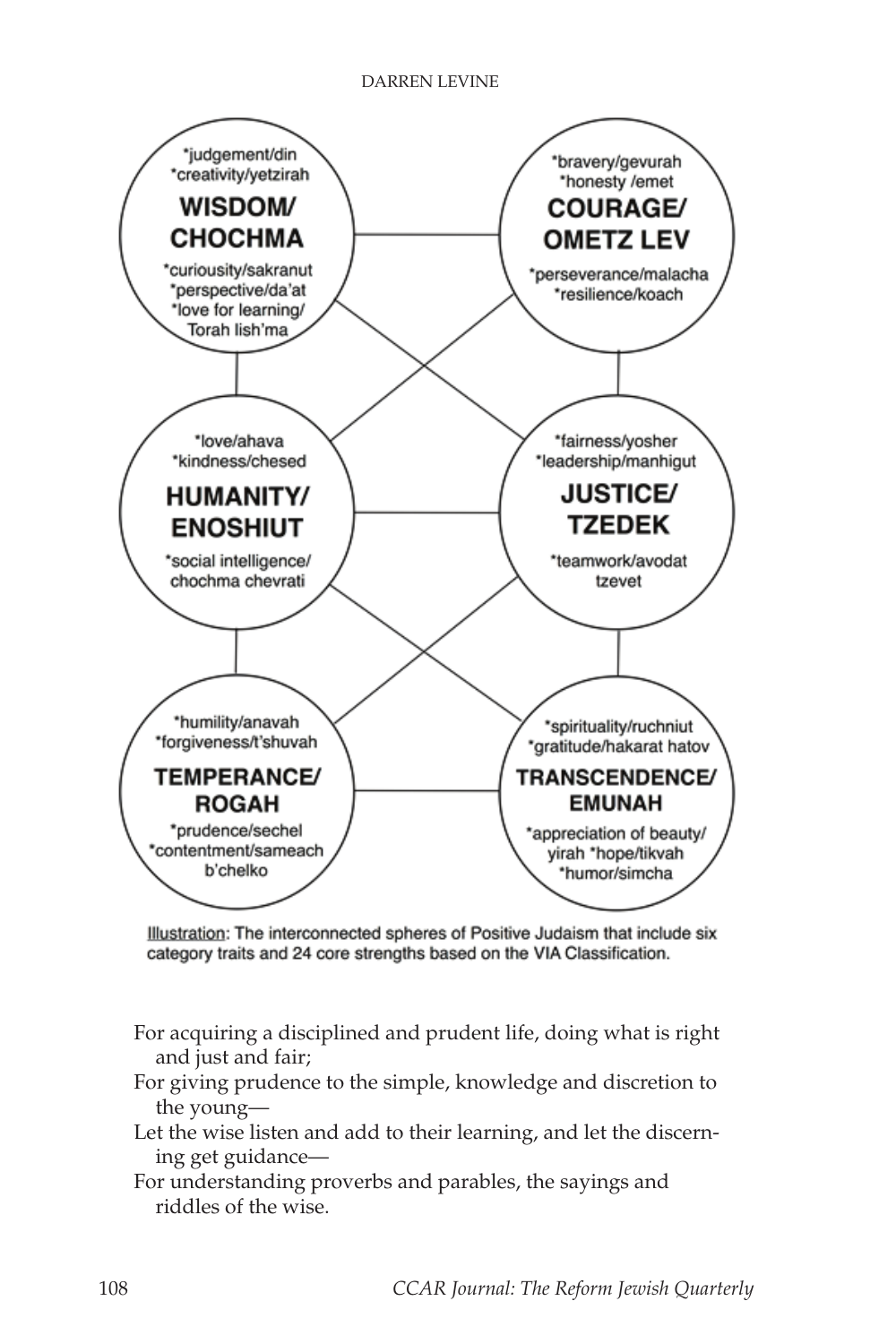*judgement/din
*creativity/yetzirah

**WISDOM/ CHOCHMA**

*curiousity/sakranut
*perspective/da'at
*love for learning/ Torah lish'ma

*bravery/gevurah
*honesty /emet

**COURAGE/ OMETZ LEV**

*perseverance/malacha
*resilience/koach

*love/ahava
*kindness/chesed

**HUMANITY/ ENOSHIUT**

*social intelligence/ chochma chevrati

*fairness/yosher
*leadership/manhigut

**JUSTICE/ TZEDEK**

*teamwork/avodat tzevet

*humility/anavah
*forgiveness/t'shuvah

**TEMPERANCE/ ROGAH**

*prudence/sechel
*contentment/sameach b'chelko

*spirituality/ruchniut
*gratitude/hakarat hatov

**TRANSCENDENCE/ EMUNAH**

*appreciation of beauty/ yirah *hope/tikvah
*humor/simcha

Illustration: The interconnected spheres of Positive Judaism that include six category traits and 24 core strengths based on the VIA Classification.

For acquiring a disciplined and prudent life, doing what is right and just and fair;
For giving prudence to the simple, knowledge and discretion to the young—
Let the wise listen and add to their learning, and let the discerning get guidance—
For understanding proverbs and parables, the sayings and riddles of the wise.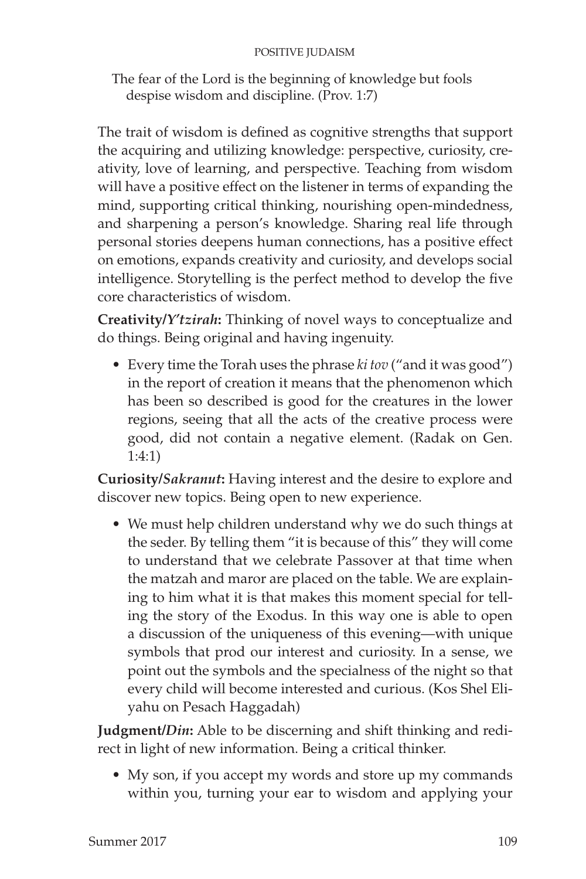> The fear of the Lord is the beginning of knowledge but fools despise wisdom and discipline. (Prov. 1:7)

The trait of wisdom is defined as cognitive strengths that support the acquiring and utilizing knowledge: perspective, curiosity, creativity, love of learning, and perspective. Teaching from wisdom will have a positive effect on the listener in terms of expanding the mind, supporting critical thinking, nourishing open-mindedness, and sharpening a person's knowledge. Sharing real life through personal stories deepens human connections, has a positive effect on emotions, expands creativity and curiosity, and develops social intelligence. Storytelling is the perfect method to develop the five core characteristics of wisdom.

**Creativity/*Y'tzirah*:** Thinking of novel ways to conceptualize and do things. Being original and having ingenuity.

- Every time the Torah uses the phrase *ki tov* ("and it was good") in the report of creation it means that the phenomenon which has been so described is good for the creatures in the lower regions, seeing that all the acts of the creative process were good, did not contain a negative element. (Radak on Gen. 1:4:1)

**Curiosity/*Sakranut*:** Having interest and the desire to explore and discover new topics. Being open to new experience.

- We must help children understand why we do such things at the seder. By telling them "it is because of this" they will come to understand that we celebrate Passover at that time when the matzah and maror are placed on the table. We are explaining to him what it is that makes this moment special for telling the story of the Exodus. In this way one is able to open a discussion of the uniqueness of this evening—with unique symbols that prod our interest and curiosity. In a sense, we point out the symbols and the specialness of the night so that every child will become interested and curious. (Kos Shel Eliyahu on Pesach Haggadah)

**Judgment/*Din*:** Able to be discerning and shift thinking and redirect in light of new information. Being a critical thinker.

- My son, if you accept my words and store up my commands within you, turning your ear to wisdom and applying your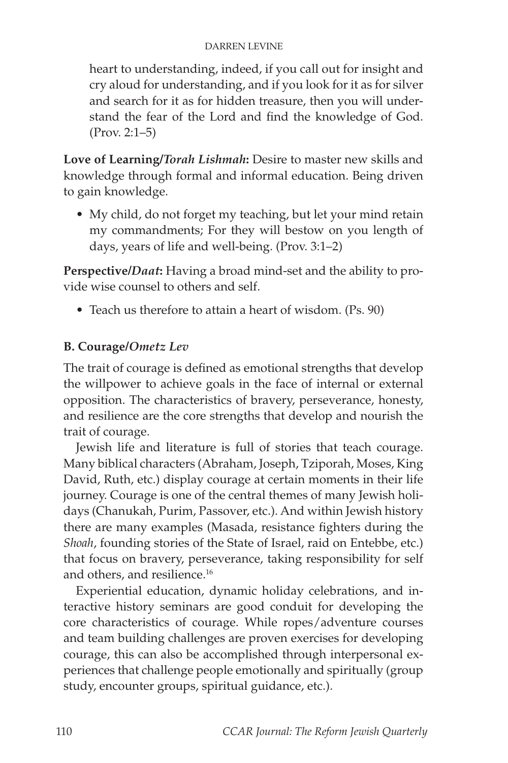heart to understanding, indeed, if you call out for insight and cry aloud for understanding, and if you look for it as for silver and search for it as for hidden treasure, then you will understand the fear of the Lord and find the knowledge of God. (Prov. 2:1–5)

**Love of Learning/*Torah Lishmah*:** Desire to master new skills and knowledge through formal and informal education. Being driven to gain knowledge.

- My child, do not forget my teaching, but let your mind retain my commandments; For they will bestow on you length of days, years of life and well-being. (Prov. 3:1–2)

**Perspective/*Daat*:** Having a broad mind-set and the ability to provide wise counsel to others and self.

- Teach us therefore to attain a heart of wisdom. (Ps. 90)

### B. Courage/*Ometz Lev*

The trait of courage is defined as emotional strengths that develop the willpower to achieve goals in the face of internal or external opposition. The characteristics of bravery, perseverance, honesty, and resilience are the core strengths that develop and nourish the trait of courage.

Jewish life and literature is full of stories that teach courage. Many biblical characters (Abraham, Joseph, Tziporah, Moses, King David, Ruth, etc.) display courage at certain moments in their life journey. Courage is one of the central themes of many Jewish holidays (Chanukah, Purim, Passover, etc.). And within Jewish history there are many examples (Masada, resistance fighters during the *Shoah*, founding stories of the State of Israel, raid on Entebbe, etc.) that focus on bravery, perseverance, taking responsibility for self and others, and resilience.[16]

Experiential education, dynamic holiday celebrations, and interactive history seminars are good conduit for developing the core characteristics of courage. While ropes/adventure courses and team building challenges are proven exercises for developing courage, this can also be accomplished through interpersonal experiences that challenge people emotionally and spiritually (group study, encounter groups, spiritual guidance, etc.).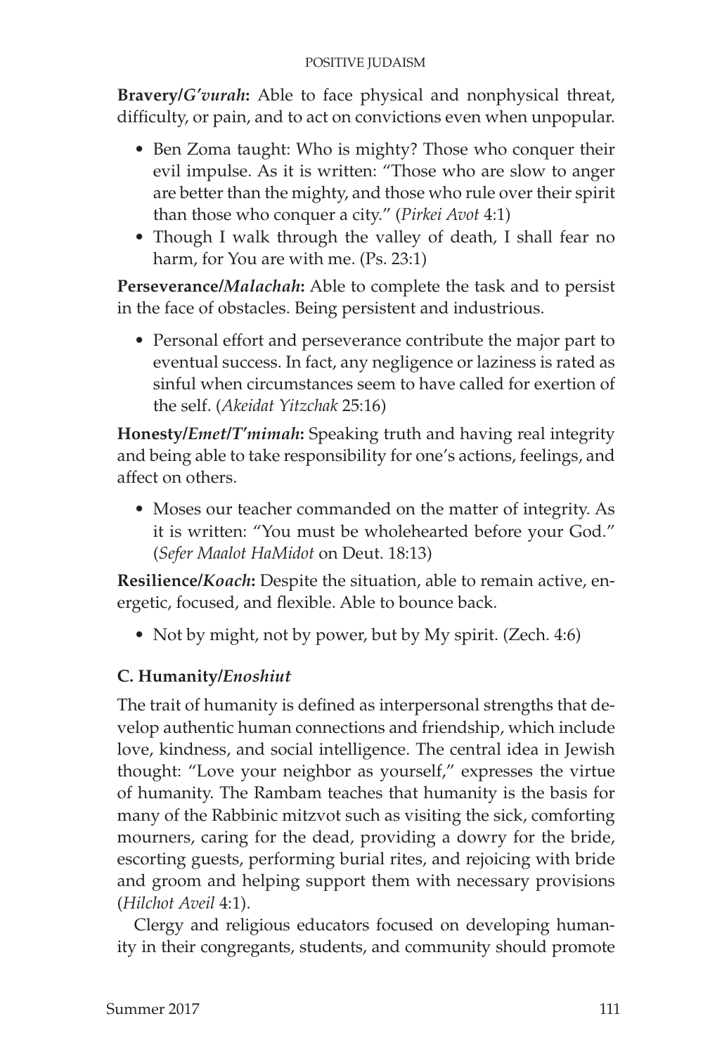**Bravery/*G'vurah*:** Able to face physical and nonphysical threat, difficulty, or pain, and to act on convictions even when unpopular.

- Ben Zoma taught: Who is mighty? Those who conquer their evil impulse. As it is written: "Those who are slow to anger are better than the mighty, and those who rule over their spirit than those who conquer a city." (*Pirkei Avot* 4:1)
- Though I walk through the valley of death, I shall fear no harm, for You are with me. (Ps. 23:1)

**Perseverance/*Malachah*:** Able to complete the task and to persist in the face of obstacles. Being persistent and industrious.

- Personal effort and perseverance contribute the major part to eventual success. In fact, any negligence or laziness is rated as sinful when circumstances seem to have called for exertion of the self. (*Akeidat Yitzchak* 25:16)

**Honesty/*Emet*/*T'mimah*:** Speaking truth and having real integrity and being able to take responsibility for one's actions, feelings, and affect on others.

- Moses our teacher commanded on the matter of integrity. As it is written: "You must be wholehearted before your God." (*Sefer Maalot HaMidot* on Deut. 18:13)

**Resilience/*Koach*:** Despite the situation, able to remain active, energetic, focused, and flexible. Able to bounce back.

- Not by might, not by power, but by My spirit. (Zech. 4:6)

### C. Humanity/*Enoshiut*

The trait of humanity is defined as interpersonal strengths that develop authentic human connections and friendship, which include love, kindness, and social intelligence. The central idea in Jewish thought: "Love your neighbor as yourself," expresses the virtue of humanity. The Rambam teaches that humanity is the basis for many of the Rabbinic mitzvot such as visiting the sick, comforting mourners, caring for the dead, providing a dowry for the bride, escorting guests, performing burial rites, and rejoicing with bride and groom and helping support them with necessary provisions (*Hilchot Aveil* 4:1).

Clergy and religious educators focused on developing humanity in their congregants, students, and community should promote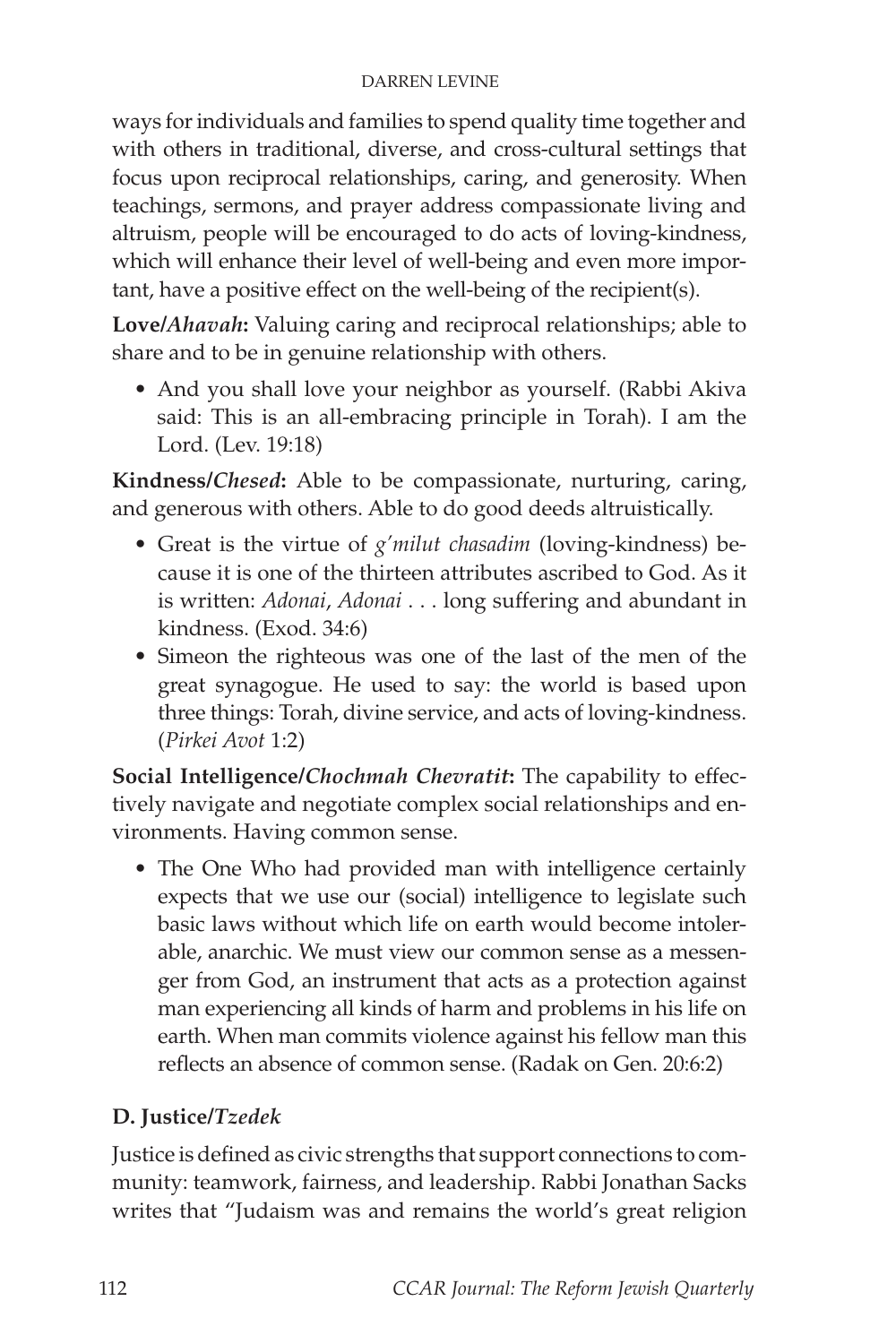ways for individuals and families to spend quality time together and with others in traditional, diverse, and cross-cultural settings that focus upon reciprocal relationships, caring, and generosity. When teachings, sermons, and prayer address compassionate living and altruism, people will be encouraged to do acts of loving-kindness, which will enhance their level of well-being and even more important, have a positive effect on the well-being of the recipient(s).

**Love/*Ahavah*:** Valuing caring and reciprocal relationships; able to share and to be in genuine relationship with others.

- And you shall love your neighbor as yourself. (Rabbi Akiva said: This is an all-embracing principle in Torah). I am the Lord. (Lev. 19:18)

**Kindness/*Chesed*:** Able to be compassionate, nurturing, caring, and generous with others. Able to do good deeds altruistically.

- Great is the virtue of *g'milut chasadim* (loving-kindness) because it is one of the thirteen attributes ascribed to God. As it is written: *Adonai*, *Adonai* . . . long suffering and abundant in kindness. (Exod. 34:6)
- Simeon the righteous was one of the last of the men of the great synagogue. He used to say: the world is based upon three things: Torah, divine service, and acts of loving-kindness. (*Pirkei Avot* 1:2)

**Social Intelligence/*Chochmah Chevratit*:** The capability to effectively navigate and negotiate complex social relationships and environments. Having common sense.

- The One Who had provided man with intelligence certainly expects that we use our (social) intelligence to legislate such basic laws without which life on earth would become intolerable, anarchic. We must view our common sense as a messenger from God, an instrument that acts as a protection against man experiencing all kinds of harm and problems in his life on earth. When man commits violence against his fellow man this reflects an absence of common sense. (Radak on Gen. 20:6:2)

### D. Justice/*Tzedek*

Justice is defined as civic strengths that support connections to community: teamwork, fairness, and leadership. Rabbi Jonathan Sacks writes that "Judaism was and remains the world's great religion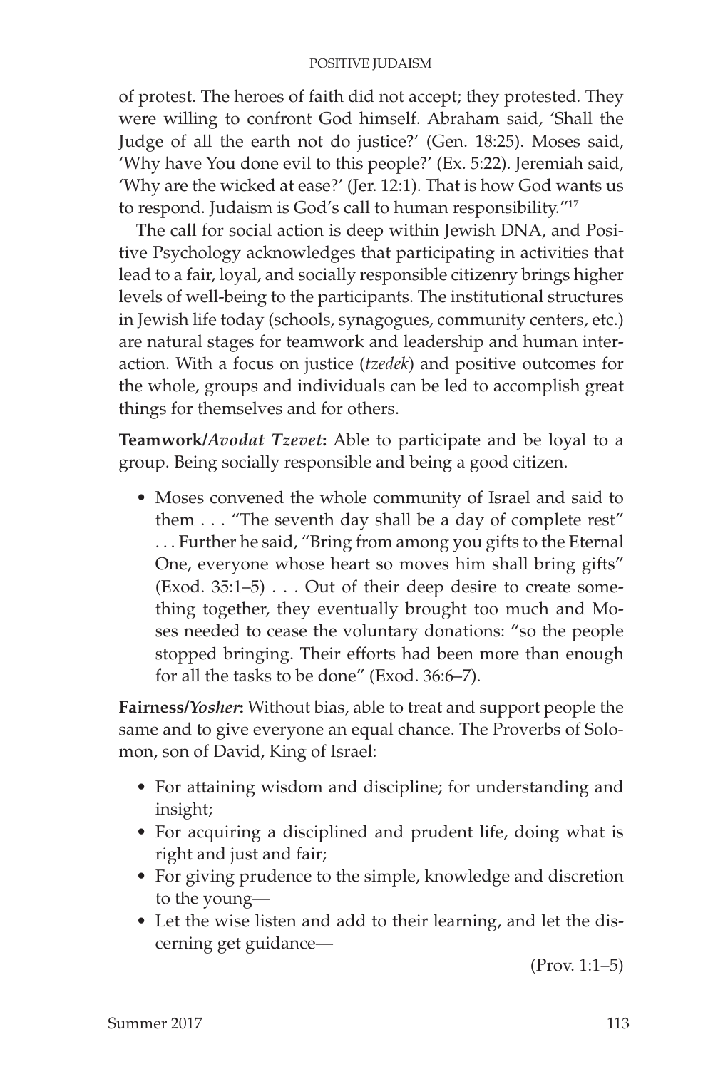of protest. The heroes of faith did not accept; they protested. They were willing to confront God himself. Abraham said, 'Shall the Judge of all the earth not do justice?' (Gen. 18:25). Moses said, 'Why have You done evil to this people?' (Ex. 5:22). Jeremiah said, 'Why are the wicked at ease?' (Jer. 12:1). That is how God wants us to respond. Judaism is God's call to human responsibility."[17]

The call for social action is deep within Jewish DNA, and Positive Psychology acknowledges that participating in activities that lead to a fair, loyal, and socially responsible citizenry brings higher levels of well-being to the participants. The institutional structures in Jewish life today (schools, synagogues, community centers, etc.) are natural stages for teamwork and leadership and human interaction. With a focus on justice (*tzedek*) and positive outcomes for the whole, groups and individuals can be led to accomplish great things for themselves and for others.

**Teamwork/*Avodat Tzevet*:** Able to participate and be loyal to a group. Being socially responsible and being a good citizen.

- Moses convened the whole community of Israel and said to them . . . "The seventh day shall be a day of complete rest" . . . Further he said, "Bring from among you gifts to the Eternal One, everyone whose heart so moves him shall bring gifts" (Exod. 35:1–5) . . . Out of their deep desire to create something together, they eventually brought too much and Moses needed to cease the voluntary donations: "so the people stopped bringing. Their efforts had been more than enough for all the tasks to be done" (Exod. 36:6–7).

**Fairness/*Yosher*:** Without bias, able to treat and support people the same and to give everyone an equal chance. The Proverbs of Solomon, son of David, King of Israel:

- For attaining wisdom and discipline; for understanding and insight;
- For acquiring a disciplined and prudent life, doing what is right and just and fair;
- For giving prudence to the simple, knowledge and discretion to the young—
- Let the wise listen and add to their learning, and let the discerning get guidance—

(Prov. 1:1–5)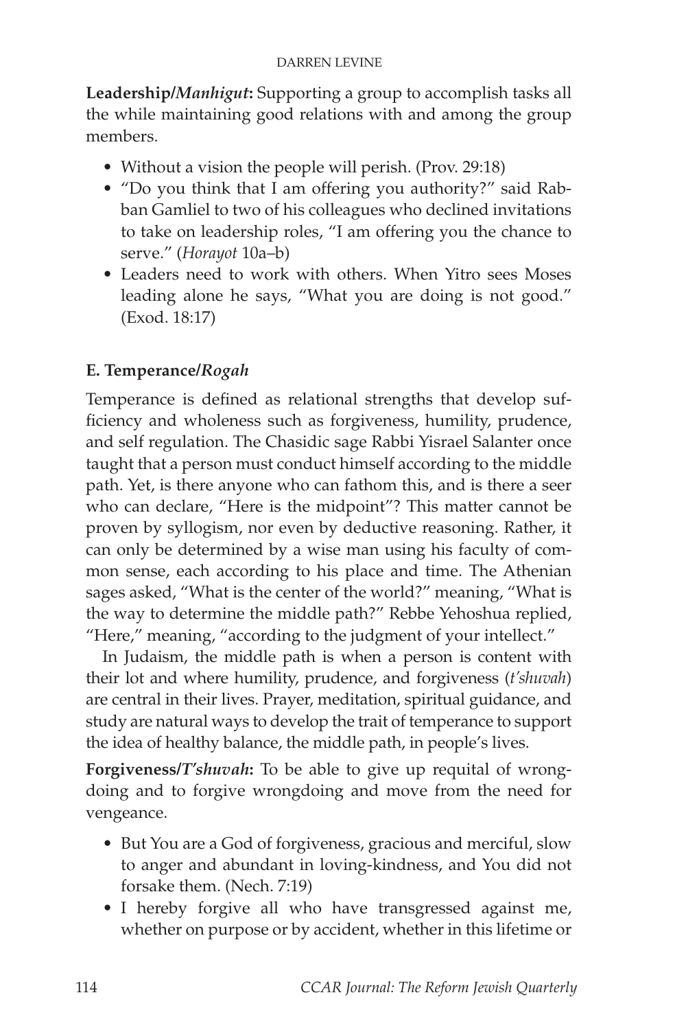**Leadership/*Manhigut*:** Supporting a group to accomplish tasks all the while maintaining good relations with and among the group members.

- Without a vision the people will perish. (Prov. 29:18)
- "Do you think that I am offering you authority?" said Rabban Gamliel to two of his colleagues who declined invitations to take on leadership roles, "I am offering you the chance to serve." (*Horayot* 10a–b)
- Leaders need to work with others. When Yitro sees Moses leading alone he says, "What you are doing is not good." (Exod. 18:17)

### E. Temperance/*Rogah*

Temperance is defined as relational strengths that develop sufficiency and wholeness such as forgiveness, humility, prudence, and self regulation. The Chasidic sage Rabbi Yisrael Salanter once taught that a person must conduct himself according to the middle path. Yet, is there anyone who can fathom this, and is there a seer who can declare, "Here is the midpoint"? This matter cannot be proven by syllogism, nor even by deductive reasoning. Rather, it can only be determined by a wise man using his faculty of common sense, each according to his place and time. The Athenian sages asked, "What is the center of the world?" meaning, "What is the way to determine the middle path?" Rebbe Yehoshua replied, "Here," meaning, "according to the judgment of your intellect."

In Judaism, the middle path is when a person is content with their lot and where humility, prudence, and forgiveness (*t'shuvah*) are central in their lives. Prayer, meditation, spiritual guidance, and study are natural ways to develop the trait of temperance to support the idea of healthy balance, the middle path, in people's lives.

**Forgiveness/*T'shuvah*:** To be able to give up requital of wrongdoing and to forgive wrongdoing and move from the need for vengeance.

- But You are a God of forgiveness, gracious and merciful, slow to anger and abundant in loving-kindness, and You did not forsake them. (Nech. 7:19)
- I hereby forgive all who have transgressed against me, whether on purpose or by accident, whether in this lifetime or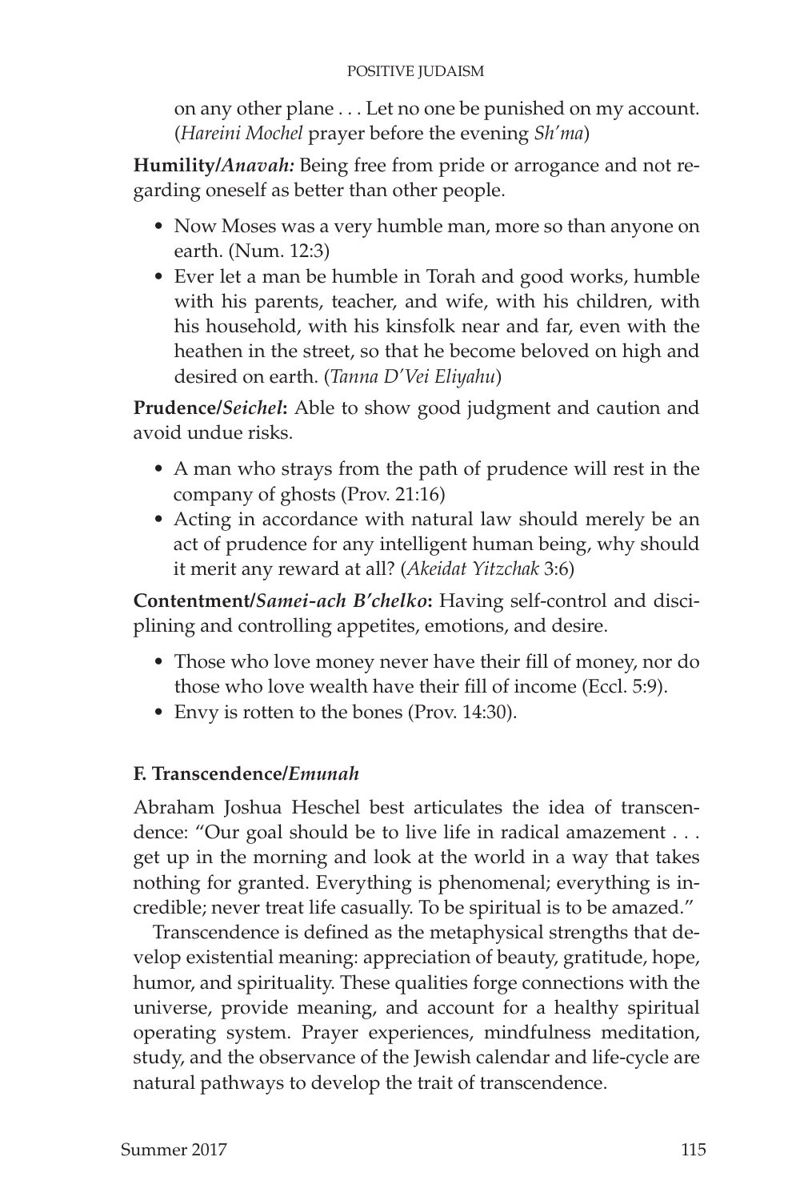on any other plane . . . Let no one be punished on my account. (*Hareini Mochel* prayer before the evening *Sh'ma*)

**Humility/*Anavah:*** Being free from pride or arrogance and not regarding oneself as better than other people.

- Now Moses was a very humble man, more so than anyone on earth. (Num. 12:3)
- Ever let a man be humble in Torah and good works, humble with his parents, teacher, and wife, with his children, with his household, with his kinsfolk near and far, even with the heathen in the street, so that he become beloved on high and desired on earth. (*Tanna D'Vei Eliyahu*)

**Prudence/*Seichel*:** Able to show good judgment and caution and avoid undue risks.

- A man who strays from the path of prudence will rest in the company of ghosts (Prov. 21:16)
- Acting in accordance with natural law should merely be an act of prudence for any intelligent human being, why should it merit any reward at all? (*Akeidat Yitzchak* 3:6)

**Contentment/*Samei-ach B'chelko*:** Having self-control and disciplining and controlling appetites, emotions, and desire.

- Those who love money never have their fill of money, nor do those who love wealth have their fill of income (Eccl. 5:9).
- Envy is rotten to the bones (Prov. 14:30).

### F. Transcendence/*Emunah*

Abraham Joshua Heschel best articulates the idea of transcendence: "Our goal should be to live life in radical amazement . . . get up in the morning and look at the world in a way that takes nothing for granted. Everything is phenomenal; everything is incredible; never treat life casually. To be spiritual is to be amazed."

Transcendence is defined as the metaphysical strengths that develop existential meaning: appreciation of beauty, gratitude, hope, humor, and spirituality. These qualities forge connections with the universe, provide meaning, and account for a healthy spiritual operating system. Prayer experiences, mindfulness meditation, study, and the observance of the Jewish calendar and life-cycle are natural pathways to develop the trait of transcendence.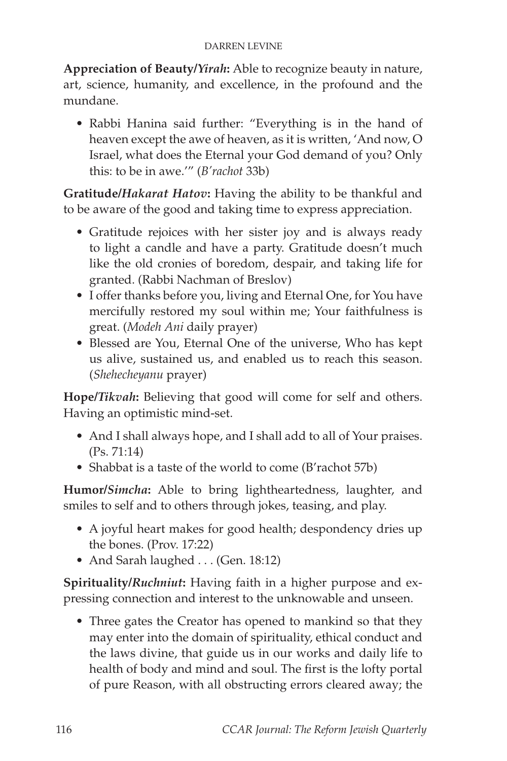**Appreciation of Beauty/*Yirah*:** Able to recognize beauty in nature, art, science, humanity, and excellence, in the profound and the mundane.

- Rabbi Hanina said further: "Everything is in the hand of heaven except the awe of heaven, as it is written, 'And now, O Israel, what does the Eternal your God demand of you? Only this: to be in awe.'" (*B'rachot* 33b)

**Gratitude/*Hakarat Hatov*:** Having the ability to be thankful and to be aware of the good and taking time to express appreciation.

- Gratitude rejoices with her sister joy and is always ready to light a candle and have a party. Gratitude doesn't much like the old cronies of boredom, despair, and taking life for granted. (Rabbi Nachman of Breslov)
- I offer thanks before you, living and Eternal One, for You have mercifully restored my soul within me; Your faithfulness is great. (*Modeh Ani* daily prayer)
- Blessed are You, Eternal One of the universe, Who has kept us alive, sustained us, and enabled us to reach this season. (*Shehecheyanu* prayer)

**Hope/*Tikvah*:** Believing that good will come for self and others. Having an optimistic mind-set.

- And I shall always hope, and I shall add to all of Your praises. (Ps. 71:14)
- Shabbat is a taste of the world to come (B'rachot 57b)

**Humor/*Simcha*:** Able to bring lightheartedness, laughter, and smiles to self and to others through jokes, teasing, and play.

- A joyful heart makes for good health; despondency dries up the bones. (Prov. 17:22)
- And Sarah laughed . . . (Gen. 18:12)

**Spirituality/*Ruchniut*:** Having faith in a higher purpose and expressing connection and interest to the unknowable and unseen.

- Three gates the Creator has opened to mankind so that they may enter into the domain of spirituality, ethical conduct and the laws divine, that guide us in our works and daily life to health of body and mind and soul. The first is the lofty portal of pure Reason, with all obstructing errors cleared away; the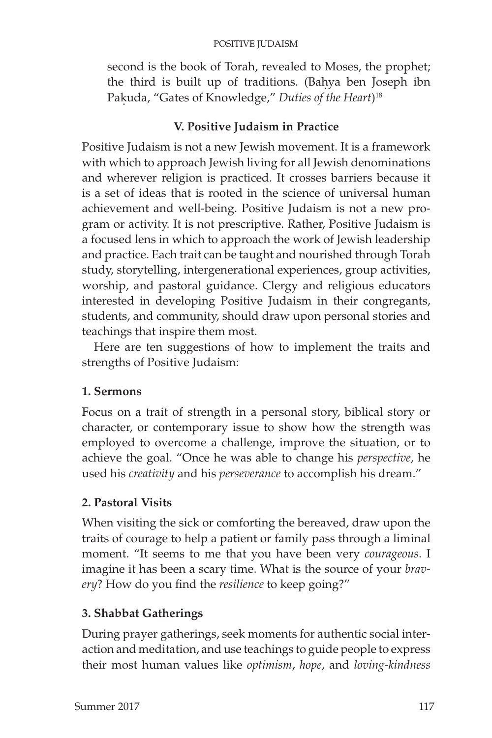second is the book of Torah, revealed to Moses, the prophet; the third is built up of traditions. (Baḥya ben Joseph ibn Paḳuda, "Gates of Knowledge," *Duties of the Heart*)[18]

### V. Positive Judaism in Practice

Positive Judaism is not a new Jewish movement. It is a framework with which to approach Jewish living for all Jewish denominations and wherever religion is practiced. It crosses barriers because it is a set of ideas that is rooted in the science of universal human achievement and well-being. Positive Judaism is not a new program or activity. It is not prescriptive. Rather, Positive Judaism is a focused lens in which to approach the work of Jewish leadership and practice. Each trait can be taught and nourished through Torah study, storytelling, intergenerational experiences, group activities, worship, and pastoral guidance. Clergy and religious educators interested in developing Positive Judaism in their congregants, students, and community, should draw upon personal stories and teachings that inspire them most.

Here are ten suggestions of how to implement the traits and strengths of Positive Judaism:

**1. Sermons**

Focus on a trait of strength in a personal story, biblical story or character, or contemporary issue to show how the strength was employed to overcome a challenge, improve the situation, or to achieve the goal. "Once he was able to change his *perspective*, he used his *creativity* and his *perseverance* to accomplish his dream."

**2. Pastoral Visits**

When visiting the sick or comforting the bereaved, draw upon the traits of courage to help a patient or family pass through a liminal moment. "It seems to me that you have been very *courageous*. I imagine it has been a scary time. What is the source of your *bravery*? How do you find the *resilience* to keep going?"

**3. Shabbat Gatherings**

During prayer gatherings, seek moments for authentic social interaction and meditation, and use teachings to guide people to express their most human values like *optimism*, *hope*, and *loving-kindness*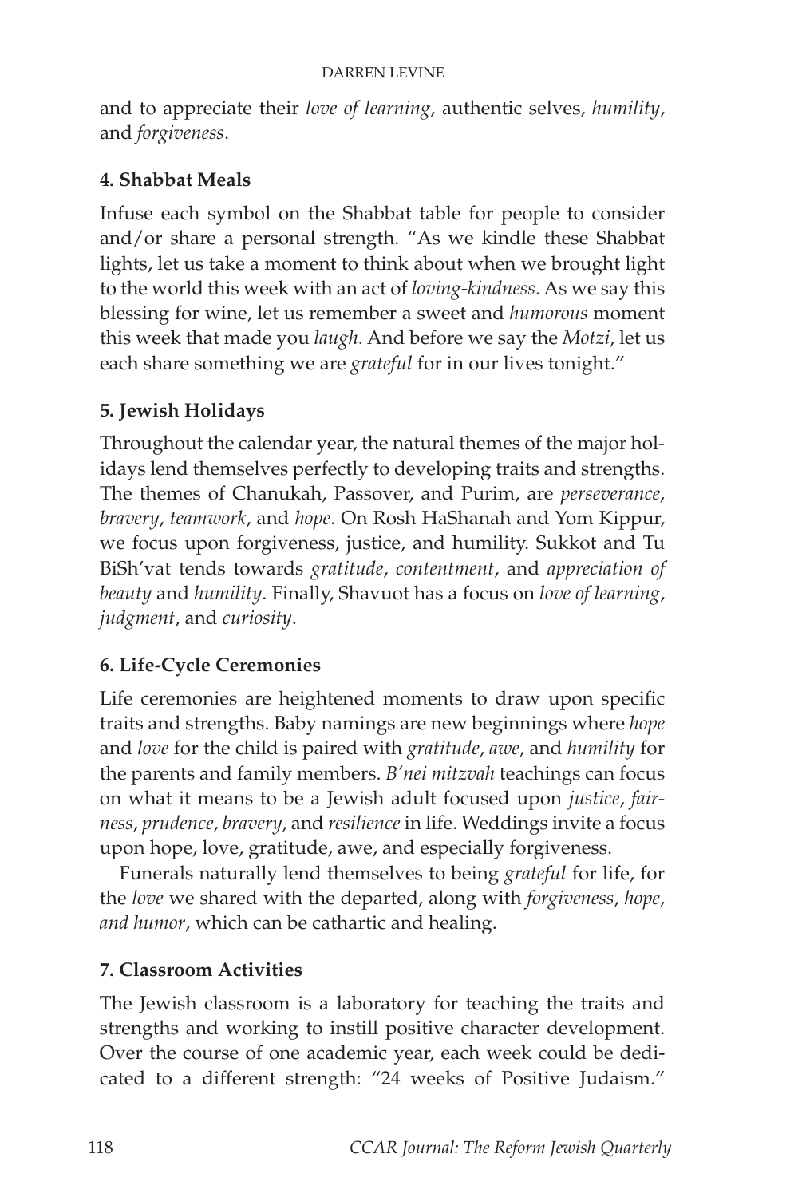and to appreciate their *love of learning*, authentic selves, *humility*, and *forgiveness*.

**4. Shabbat Meals**

Infuse each symbol on the Shabbat table for people to consider and/or share a personal strength. "As we kindle these Shabbat lights, let us take a moment to think about when we brought light to the world this week with an act of *loving-kindness*. As we say this blessing for wine, let us remember a sweet and *humorous* moment this week that made you *laugh*. And before we say the *Motzi*, let us each share something we are *grateful* for in our lives tonight."

**5. Jewish Holidays**

Throughout the calendar year, the natural themes of the major holidays lend themselves perfectly to developing traits and strengths. The themes of Chanukah, Passover, and Purim, are *perseverance*, *bravery*, *teamwork*, and *hope*. On Rosh HaShanah and Yom Kippur, we focus upon forgiveness, justice, and humility. Sukkot and Tu BiSh'vat tends towards *gratitude*, *contentment*, and *appreciation of beauty* and *humility*. Finally, Shavuot has a focus on *love of learning*, *judgment*, and *curiosity*.

**6. Life-Cycle Ceremonies**

Life ceremonies are heightened moments to draw upon specific traits and strengths. Baby namings are new beginnings where *hope* and *love* for the child is paired with *gratitude*, *awe*, and *humility* for the parents and family members. *B'nei mitzvah* teachings can focus on what it means to be a Jewish adult focused upon *justice*, *fairness*, *prudence*, *bravery*, and *resilience* in life. Weddings invite a focus upon hope, love, gratitude, awe, and especially forgiveness.

Funerals naturally lend themselves to being *grateful* for life, for the *love* we shared with the departed, along with *forgiveness*, *hope*, *and humor*, which can be cathartic and healing.

**7. Classroom Activities**

The Jewish classroom is a laboratory for teaching the traits and strengths and working to instill positive character development. Over the course of one academic year, each week could be dedicated to a different strength: "24 weeks of Positive Judaism."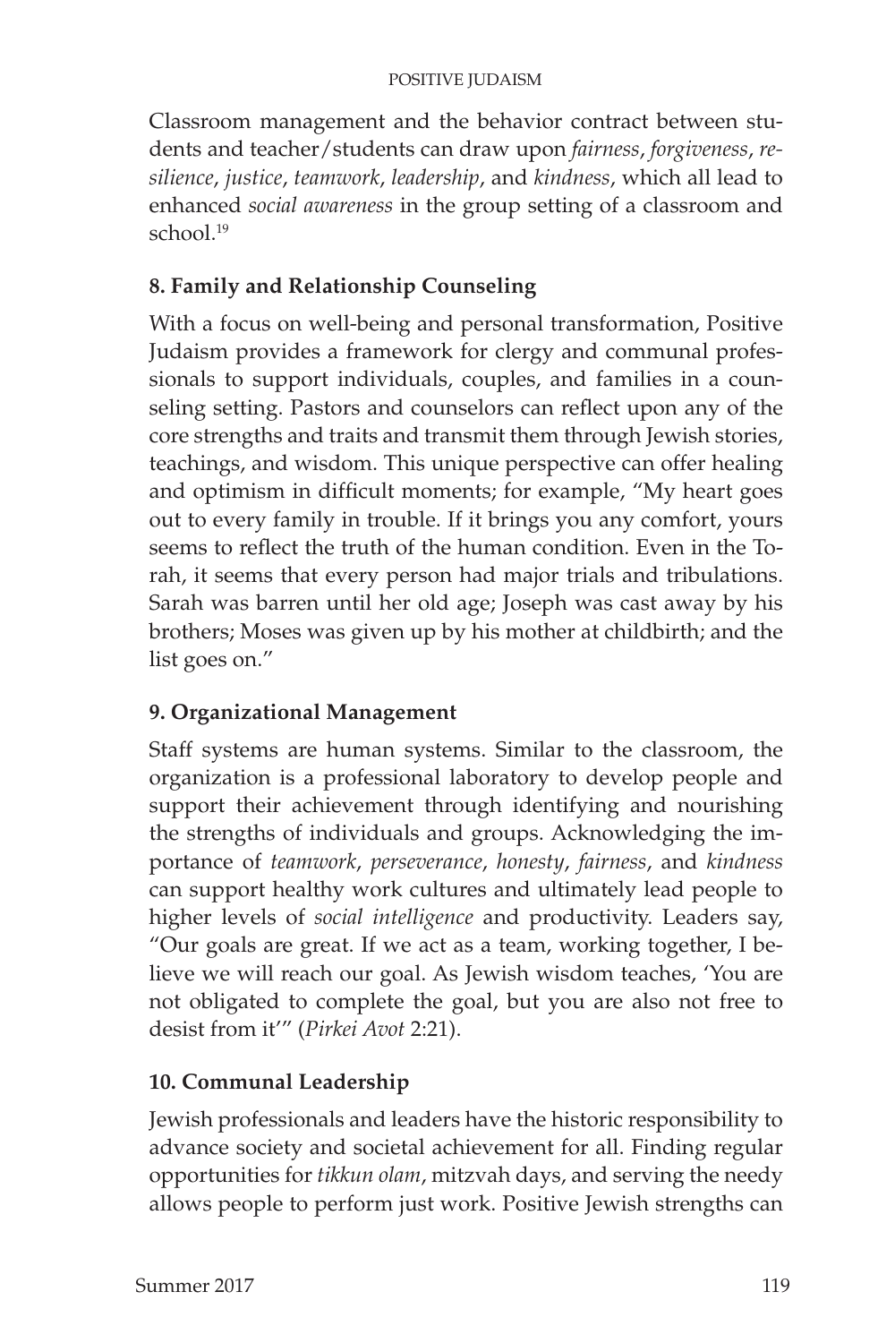Classroom management and the behavior contract between students and teacher/students can draw upon *fairness*, *forgiveness*, *resilience*, *justice*, *teamwork*, *leadership*, and *kindness*, which all lead to enhanced *social awareness* in the group setting of a classroom and school.[19]

**8. Family and Relationship Counseling**

With a focus on well-being and personal transformation, Positive Judaism provides a framework for clergy and communal professionals to support individuals, couples, and families in a counseling setting. Pastors and counselors can reflect upon any of the core strengths and traits and transmit them through Jewish stories, teachings, and wisdom. This unique perspective can offer healing and optimism in difficult moments; for example, "My heart goes out to every family in trouble. If it brings you any comfort, yours seems to reflect the truth of the human condition. Even in the Torah, it seems that every person had major trials and tribulations. Sarah was barren until her old age; Joseph was cast away by his brothers; Moses was given up by his mother at childbirth; and the list goes on."

**9. Organizational Management**

Staff systems are human systems. Similar to the classroom, the organization is a professional laboratory to develop people and support their achievement through identifying and nourishing the strengths of individuals and groups. Acknowledging the importance of *teamwork*, *perseverance*, *honesty*, *fairness*, and *kindness* can support healthy work cultures and ultimately lead people to higher levels of *social intelligence* and productivity. Leaders say, "Our goals are great. If we act as a team, working together, I believe we will reach our goal. As Jewish wisdom teaches, 'You are not obligated to complete the goal, but you are also not free to desist from it'" (*Pirkei Avot* 2:21).

**10. Communal Leadership**

Jewish professionals and leaders have the historic responsibility to advance society and societal achievement for all. Finding regular opportunities for *tikkun olam*, mitzvah days, and serving the needy allows people to perform just work. Positive Jewish strengths can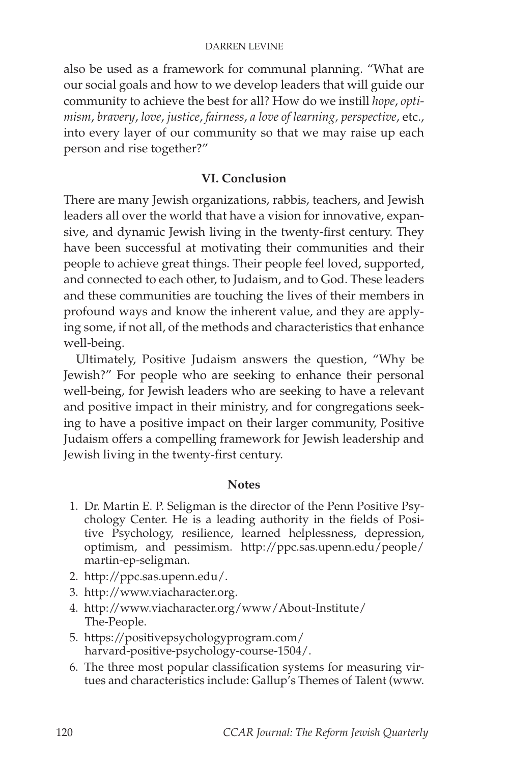also be used as a framework for communal planning. "What are our social goals and how to we develop leaders that will guide our community to achieve the best for all? How do we instill *hope*, *optimism*, *bravery*, *love*, *justice*, *fairness*, *a love of learning, perspective*, etc., into every layer of our community so that we may raise up each person and rise together?"

## VI. Conclusion

There are many Jewish organizations, rabbis, teachers, and Jewish leaders all over the world that have a vision for innovative, expansive, and dynamic Jewish living in the twenty-first century. They have been successful at motivating their communities and their people to achieve great things. Their people feel loved, supported, and connected to each other, to Judaism, and to God. These leaders and these communities are touching the lives of their members in profound ways and know the inherent value, and they are applying some, if not all, of the methods and characteristics that enhance well-being.

Ultimately, Positive Judaism answers the question, "Why be Jewish?" For people who are seeking to enhance their personal well-being, for Jewish leaders who are seeking to have a relevant and positive impact in their ministry, and for congregations seeking to have a positive impact on their larger community, Positive Judaism offers a compelling framework for Jewish leadership and Jewish living in the twenty-first century.

### Notes

1. Dr. Martin E. P. Seligman is the director of the Penn Positive Psychology Center. He is a leading authority in the fields of Positive Psychology, resilience, learned helplessness, depression, optimism, and pessimism. http://ppc.sas.upenn.edu/people/martin-ep-seligman.
2. http://ppc.sas.upenn.edu/.
3. http://www.viacharacter.org.
4. http://www.viacharacter.org/www/About-Institute/The-People.
5. https://positivepsychologyprogram.com/harvard-positive-psychology-course-1504/.
6. The three most popular classification systems for measuring virtues and characteristics include: Gallup's Themes of Talent (www.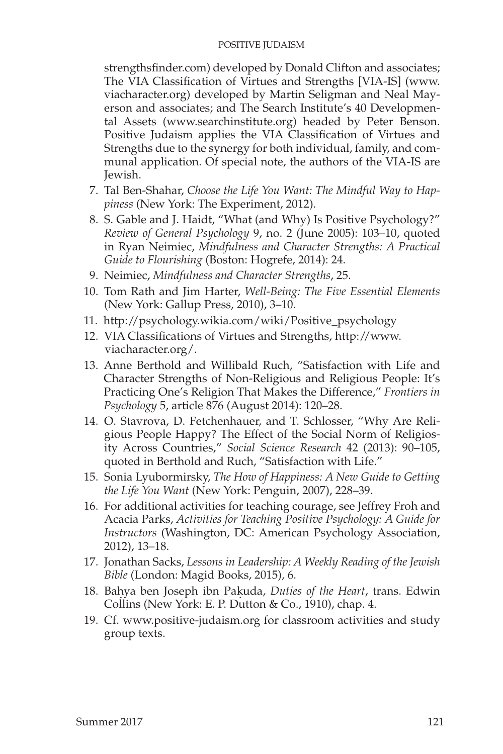strengthsfinder.com) developed by Donald Clifton and associates; The VIA Classification of Virtues and Strengths [VIA-IS] (www.viacharacter.org) developed by Martin Seligman and Neal Mayerson and associates; and The Search Institute's 40 Developmental Assets (www.searchinstitute.org) headed by Peter Benson. Positive Judaism applies the VIA Classification of Virtues and Strengths due to the synergy for both individual, family, and communal application. Of special note, the authors of the VIA-IS are Jewish.

7. Tal Ben-Shahar, *Choose the Life You Want: The Mindful Way to Happiness* (New York: The Experiment, 2012).
8. S. Gable and J. Haidt, "What (and Why) Is Positive Psychology?" *Review of General Psychology* 9, no. 2 (June 2005): 103–10, quoted in Ryan Neimiec, *Mindfulness and Character Strengths: A Practical Guide to Flourishing* (Boston: Hogrefe, 2014): 24.
9. Neimiec, *Mindfulness and Character Strengths*, 25.
10. Tom Rath and Jim Harter, *Well-Being: The Five Essential Elements* (New York: Gallup Press, 2010), 3–10.
11. http://psychology.wikia.com/wiki/Positive_psychology
12. VIA Classifications of Virtues and Strengths, http://www.viacharacter.org/.
13. Anne Berthold and Willibald Ruch, "Satisfaction with Life and Character Strengths of Non-Religious and Religious People: It's Practicing One's Religion That Makes the Difference," *Frontiers in Psychology* 5, article 876 (August 2014): 120–28.
14. O. Stavrova, D. Fetchenhauer, and T. Schlosser, "Why Are Religious People Happy? The Effect of the Social Norm of Religiosity Across Countries," *Social Science Research* 42 (2013): 90–105, quoted in Berthold and Ruch, "Satisfaction with Life."
15. Sonia Lyubormirsky, *The How of Happiness: A New Guide to Getting the Life You Want* (New York: Penguin, 2007), 228–39.
16. For additional activities for teaching courage, see Jeffrey Froh and Acacia Parks, *Activities for Teaching Positive Psychology: A Guide for Instructors* (Washington, DC: American Psychology Association, 2012), 13–18.
17. Jonathan Sacks, *Lessons in Leadership: A Weekly Reading of the Jewish Bible* (London: Magid Books, 2015), 6.
18. Bahya ben Joseph ibn Paḳuda, *Duties of the Heart*, trans. Edwin Collins (New York: E. P. Dutton & Co., 1910), chap. 4.
19. Cf. www.positive-judaism.org for classroom activities and study group texts.